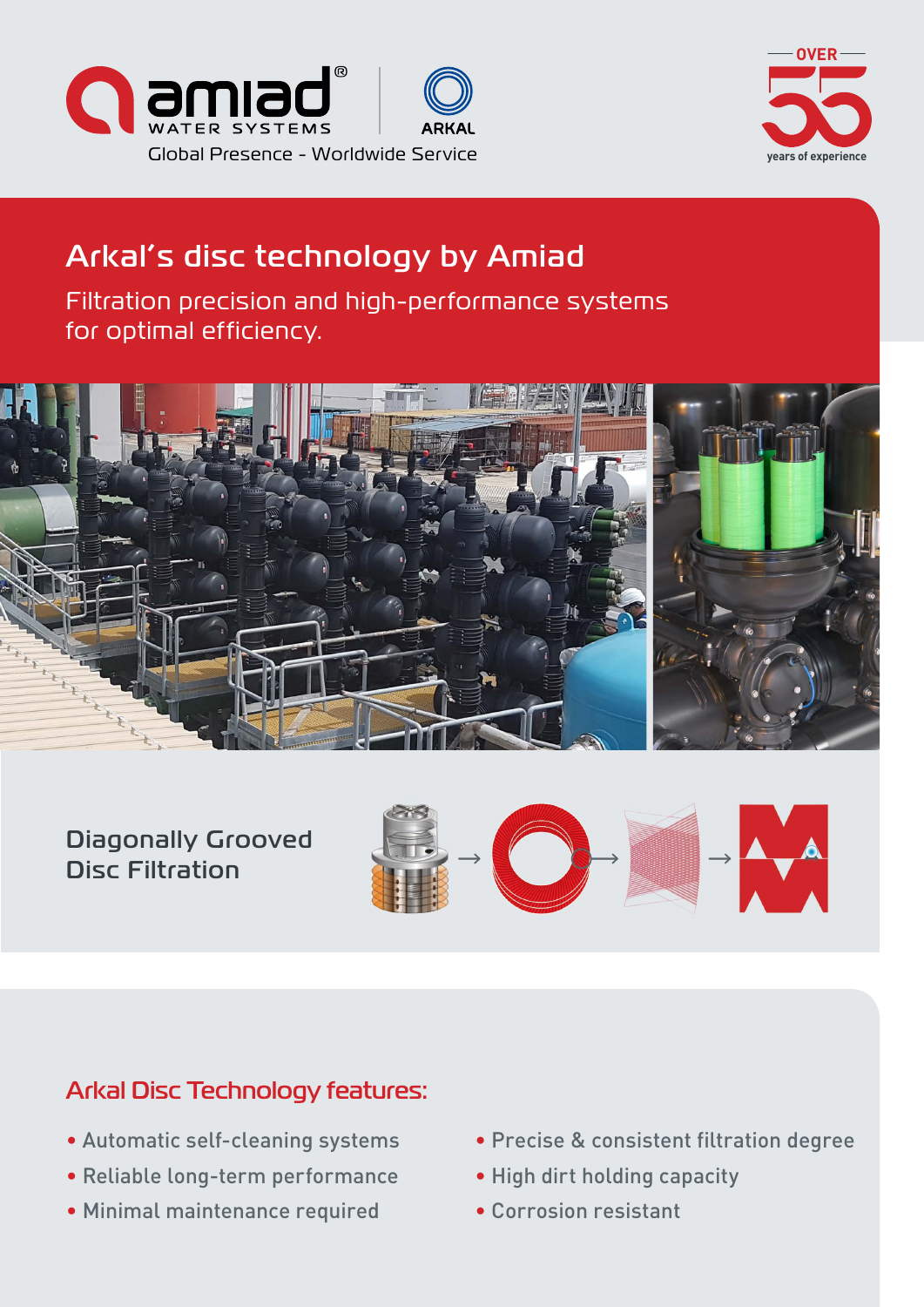amiad WATER SYSTEMS | ARKAL

Global Presence - Worldwide Service

OVER 55 years of experience

# Arkal's disc technology by Amiad

Filtration precision and high-performance systems for optimal efficiency.

## Diagonally Grooved Disc Filtration

## Arkal Disc Technology features:

- Automatic self-cleaning systems
- Reliable long-term performance
- Minimal maintenance required
- Precise & consistent filtration degree
- High dirt holding capacity
- Corrosion resistant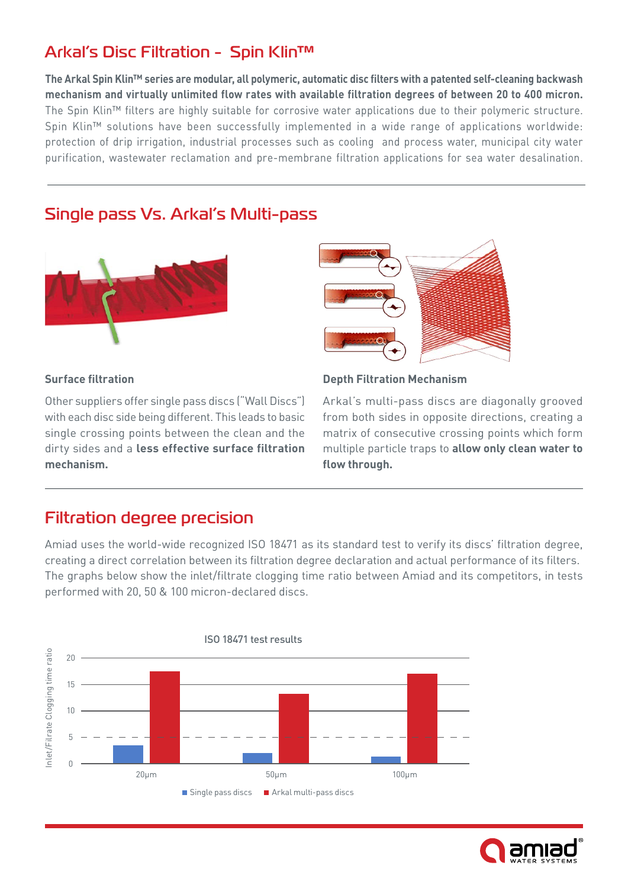## Arkal's Disc Filtration - Spin Klin™

**The Arkal Spin Klin™ series are modular, all polymeric, automatic disc filters with a patented self-cleaning backwash mechanism and virtually unlimited flow rates with available filtration degrees of between 20 to 400 micron.** The Spin Klin™ filters are highly suitable for corrosive water applications due to their polymeric structure. Spin Klin™ solutions have been successfully implemented in a wide range of applications worldwide: protection of drip irrigation, industrial processes such as cooling and process water, municipal city water purification, wastewater reclamation and pre-membrane filtration applications for sea water desalination.

## Single pass Vs. Arkal's Multi-pass

### Surface filtration

Other suppliers offer single pass discs ("Wall Discs") with each disc side being different. This leads to basic single crossing points between the clean and the dirty sides and a **less effective surface filtration mechanism.**

### Depth Filtration Mechanism

Arkal's multi-pass discs are diagonally grooved from both sides in opposite directions, creating a matrix of consecutive crossing points which form multiple particle traps to **allow only clean water to flow through.**

## Filtration degree precision

Amiad uses the world-wide recognized ISO 18471 as its standard test to verify its discs' filtration degree, creating a direct correlation between its filtration degree declaration and actual performance of its filters. The graphs below show the inlet/filtrate clogging time ratio between Amiad and its competitors, in tests performed with 20, 50 & 100 micron-declared discs.

ISO 18471 test results

Inlet/Filtrate Clogging time ratio

| | Single pass discs | Arkal multi-pass discs |
|---|---|---|
| 20μm | ~3.5 | ~17.5 |
| 50μm | ~2 | ~13 |
| 100μm | ~1.3 | ~17 |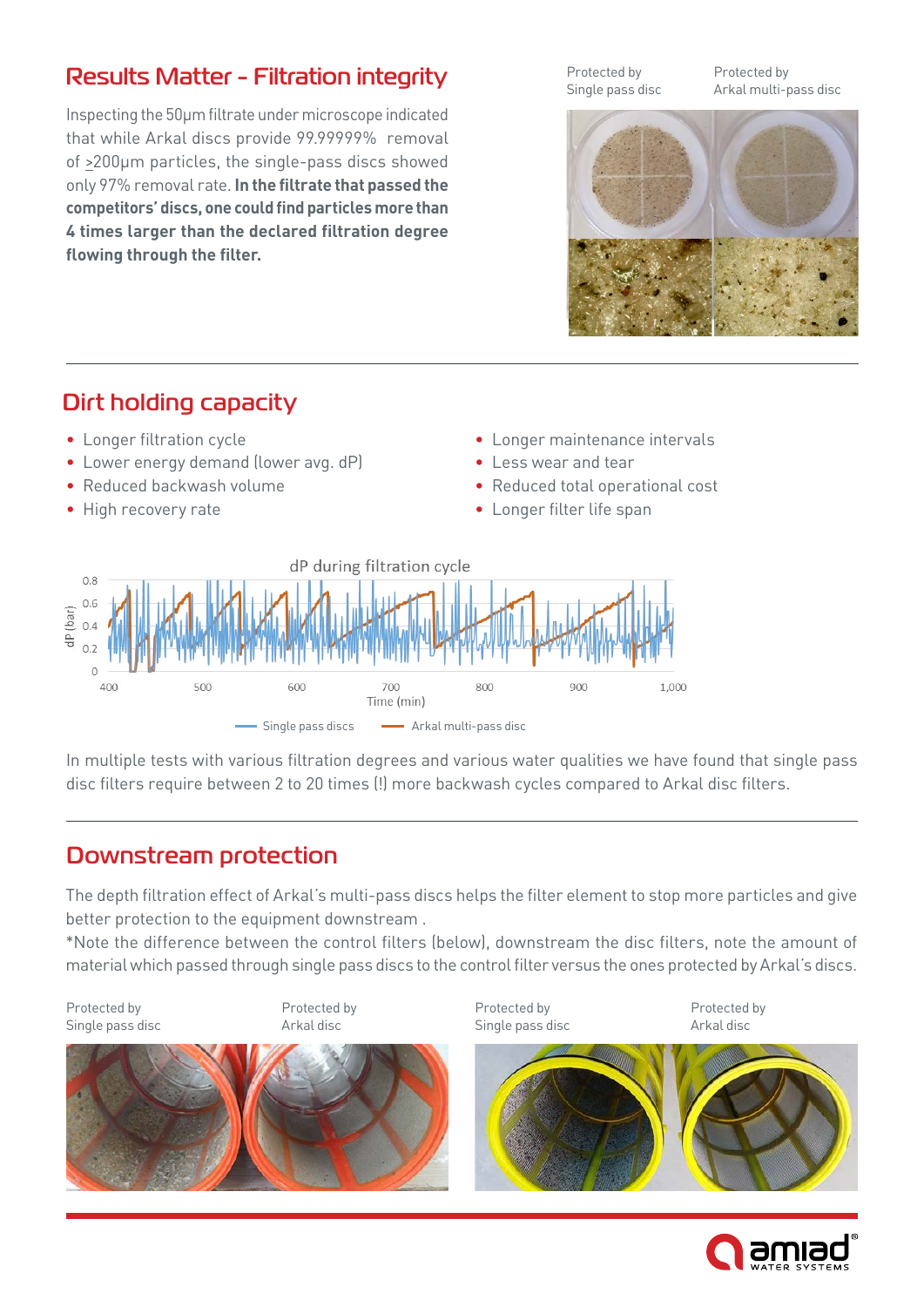## Results Matter - Filtration integrity

Inspecting the 50µm filtrate under microscope indicated that while Arkal discs provide 99.99999% removal of ≥200µm particles, the single-pass discs showed only 97% removal rate. **In the filtrate that passed the competitors' discs, one could find particles more than 4 times larger than the declared filtration degree flowing through the filter.**

Protected by Single pass disc

Protected by Arkal multi-pass disc

## Dirt holding capacity

- Longer filtration cycle
- Lower energy demand (lower avg. dP)
- Reduced backwash volume
- High recovery rate
- Longer maintenance intervals
- Less wear and tear
- Reduced total operational cost
- Longer filter life span

dP during filtration cycle

dP (bar): 0, 0.2, 0.4, 0.6, 0.8

Time (min): 400, 500, 600, 700, 800, 900, 1,000

Single pass discs — Arkal multi-pass disc

In multiple tests with various filtration degrees and various water qualities we have found that single pass disc filters require between 2 to 20 times (!) more backwash cycles compared to Arkal disc filters.

## Downstream protection

The depth filtration effect of Arkal's multi-pass discs helps the filter element to stop more particles and give better protection to the equipment downstream .

*Note the difference between the control filters (below), downstream the disc filters, note the amount of material which passed through single pass discs to the control filter versus the ones protected by Arkal's discs.

Protected by Single pass disc

Protected by Arkal disc

Protected by Single pass disc

Protected by Arkal disc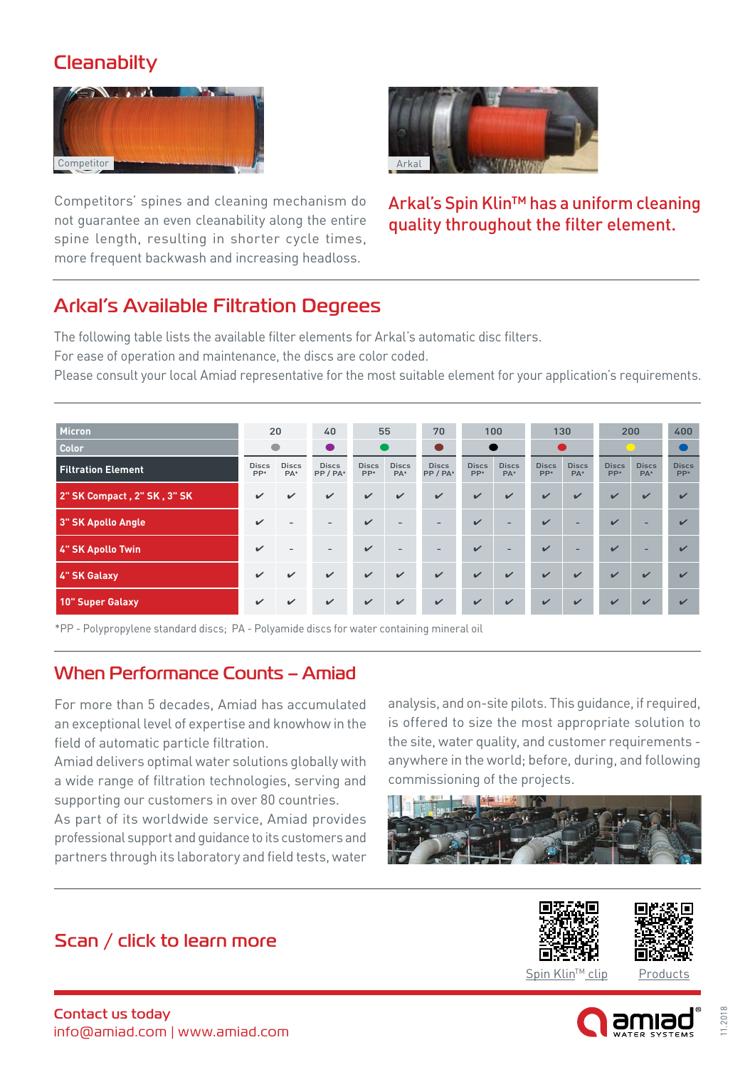## Cleanabilty

Competitor

Arkal

Competitors' spines and cleaning mechanism do not guarantee an even cleanability along the entire spine length, resulting in shorter cycle times, more frequent backwash and increasing headloss.

**Arkal's Spin Klin™ has a uniform cleaning quality throughout the filter element.**

## Arkal's Available Filtration Degrees

The following table lists the available filter elements for Arkal's automatic disc filters.
For ease of operation and maintenance, the discs are color coded.
Please consult your local Amiad representative for the most suitable element for your application's requirements.

| Micron | 20 | | 40 | 55 | | 70 | 100 | | 130 | | 200 | | 400 |
|---|---|---|---|---|---|---|---|---|---|---|---|---|---|
| Color | Grey | | Purple | Green | | Brown | Black | | Red | | Yellow | | Blue |
| **Filtration Element** | Discs PP* | Discs PA* | Discs PP / PA* | Discs PP* | Discs PA* | Discs PP / PA* | Discs PP* | Discs PA* | Discs PP* | Discs PA* | Discs PP* | Discs PA* | Discs PP* |
| **2" SK Compact , 2" SK , 3" SK** | ✔ | ✔ | ✔ | ✔ | ✔ | ✔ | ✔ | ✔ | ✔ | ✔ | ✔ | ✔ | ✔ |
| **3" SK Apollo Angle** | ✔ | - | - | ✔ | - | - | ✔ | - | ✔ | - | ✔ | - | ✔ |
| **4" SK Apollo Twin** | ✔ | - | - | ✔ | - | - | ✔ | - | ✔ | - | ✔ | - | ✔ |
| **4" SK Galaxy** | ✔ | ✔ | ✔ | ✔ | ✔ | ✔ | ✔ | ✔ | ✔ | ✔ | ✔ | ✔ | ✔ |
| **10" Super Galaxy** | ✔ | ✔ | ✔ | ✔ | ✔ | ✔ | ✔ | ✔ | ✔ | ✔ | ✔ | ✔ | ✔ |

*PP - Polypropylene standard discs; PA - Polyamide discs for water containing mineral oil

## When Performance Counts – Amiad

For more than 5 decades, Amiad has accumulated an exceptional level of expertise and knowhow in the field of automatic particle filtration.
Amiad delivers optimal water solutions globally with a wide range of filtration technologies, serving and supporting our customers in over 80 countries.
As part of its worldwide service, Amiad provides professional support and guidance to its customers and partners through its laboratory and field tests, water analysis, and on-site pilots. This guidance, if required, is offered to size the most appropriate solution to the site, water quality, and customer requirements - anywhere in the world; before, during, and following commissioning of the projects.

## Scan / click to learn more

Spin Klin™ clip

Products

**Contact us today**
info@amiad.com | www.amiad.com

amiad® WATER SYSTEMS

11.2018